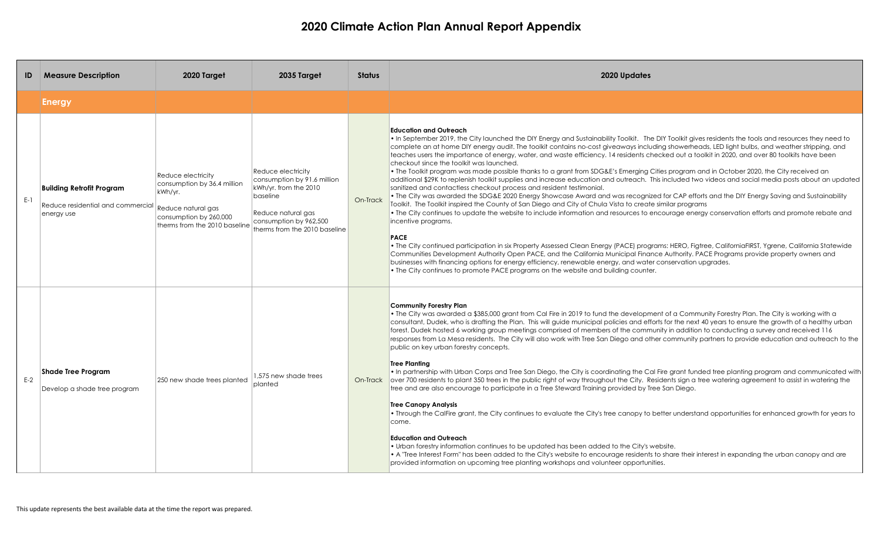# 2020 Climate Action Plan Annual Report Appendix

| ID | Measure Description | 2020 Target | 2035 Target | Status | 2020 Updates |
|---|---|---|---|---|---|
| | **Energy** | | | | |
| E-1 | **Building Retrofit Program**<br><br>Reduce residential and commercial energy use | Reduce electricity consumption by 36.4 million kWh/yr.<br><br>Reduce natural gas consumption by 260,000 therms from the 2010 baseline | Reduce electricity consumption by 91.6 million kWh/yr. from the 2010 baseline<br><br>Reduce natural gas consumption by 962,500 therms from the 2010 baseline | On-Track | **Education and Outreach**<br>• In September 2019, the City launched the DIY Energy and Sustainability Toolkit. The DIY Toolkit gives residents the tools and resources they need to complete an at home DIY energy audit. The toolkit contains no-cost giveaways including showerheads, LED light bulbs, and weather stripping, and teaches users the importance of energy, water, and waste efficiency. 14 residents checked out a toolkit in 2020, and over 80 toolkits have been checkout since the toolkit was launched.<br>• The Toolkit program was made possible thanks to a grant from SDG&E's Emerging Cities program and in October 2020, the City received an additional $29K to replenish toolkit supplies and increase education and outreach. This included two videos and social media posts about an updated sanitized and contactless checkout process and resident testimonial.<br>• The City was awarded the SDG&E 2020 Energy Showcase Award and was recognized for CAP efforts and the DIY Energy Saving and Sustainability Toolkit. The Toolkit inspired the County of San Diego and City of Chula Vista to create similar programs<br>• The City continues to update the website to include information and resources to encourage energy conservation efforts and promote rebate and incentive programs.<br><br>**PACE**<br>• The City continued participation in six Property Assessed Clean Energy (PACE) programs: HERO, Figtree, CaliforniaFIRST, Ygrene, California Statewide Communities Development Authority Open PACE, and the California Municipal Finance Authority. PACE Programs provide property owners and businesses with financing options for energy efficiency, renewable energy, and water conservation upgrades.<br>• The City continues to promote PACE programs on the website and building counter. |
| E-2 | **Shade Tree Program**<br><br>Develop a shade tree program | 250 new shade trees planted | 1,575 new shade trees planted | On-Track | **Community Forestry Plan**<br>• The City was awarded a $385,000 grant from Cal Fire in 2019 to fund the development of a Community Forestry Plan. The City is working with a consultant, Dudek, who is drafting the Plan. This will guide municipal policies and efforts for the next 40 years to ensure the growth of a healthy urban forest. Dudek hosted 6 working group meetings comprised of members of the community in addition to conducting a survey and received 116 responses from La Mesa residents. The City will also work with Tree San Diego and other community partners to provide education and outreach to the public on key urban forestry concepts.<br><br>**Tree Planting**<br>• In partnership with Urban Corps and Tree San Diego, the City is coordinating the Cal Fire grant funded tree planting program and communicated with over 700 residents to plant 350 trees in the public right of way throughout the City. Residents sign a tree watering agreement to assist in watering the tree and are also encourage to participate in a Tree Steward Training provided by Tree San Diego.<br><br>**Tree Canopy Analysis**<br>• Through the CalFire grant, the City continues to evaluate the City's tree canopy to better understand opportunities for enhanced growth for years to come.<br><br>**Education and Outreach**<br>• Urban forestry information continues to be updated has been added to the City's website.<br>• A "Tree Interest Form" has been added to the City's website to encourage residents to share their interest in expanding the urban canopy and are provided information on upcoming tree planting workshops and volunteer opportunities. |

This update represents the best available data at the time the report was prepared.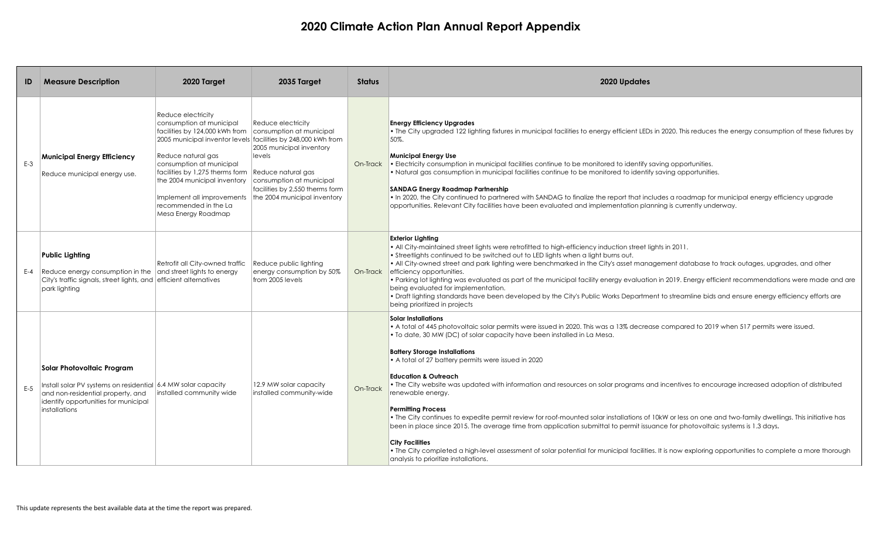# 2020 Climate Action Plan Annual Report Appendix

| ID | Measure Description | 2020 Target | 2035 Target | Status | 2020 Updates |
|---|---|---|---|---|---|
| E-3 | **Municipal Energy Efficiency**<br><br>Reduce municipal energy use. | Reduce electricity consumption at municipal facilities by 124,000 kWh from 2005 municipal inventor levels<br><br>Reduce natural gas consumption at municipal facilities by 1,275 therms form the 2004 municipal inventory<br><br>Implement all improvements recommended in the La Mesa Energy Roadmap | Reduce electricity consumption at municipal facilities by 248,000 kWh from 2005 municipal inventory levels<br><br>Reduce natural gas consumption at municipal facilities by 2,550 therms form the 2004 municipal inventory | On-Track | **Energy Efficiency Upgrades**<br>• The City upgraded 122 lighting fixtures in municipal facilities to energy efficient LEDs in 2020. This reduces the energy consumption of these fixtures by 50%.<br><br>**Municipal Energy Use**<br>• Electricity consumption in municipal facilities continue to be monitored to identify saving opportunities.<br>• Natural gas consumption in municipal facilities continue to be monitored to identify saving opportunities.<br><br>**SANDAG Energy Roadmap Partnership**<br>• In 2020, the City continued to partnered with SANDAG to finalize the report that includes a roadmap for municipal energy efficiency upgrade opportunities. Relevant City facilities have been evaluated and implementation planning is currently underway. |
| E-4 | **Public Lighting**<br><br>Reduce energy consumption in the City's traffic signals, street lights, and park lighting | Retrofit all City-owned traffic and street lights to energy efficient alternatives | Reduce public lighting energy consumption by 50% from 2005 levels | On-Track | **Exterior Lighting**<br>• All City-maintained street lights were retrofitted to high-efficiency induction street lights in 2011.<br>• Streetlights continued to be switched out to LED lights when a light burns out.<br>• All City-owned street and park lighting were benchmarked in the City's asset management database to track outages, upgrades, and other efficiency opportunities.<br>• Parking lot lighting was evaluated as part of the municipal facility energy evaluation in 2019. Energy efficient recommendations were made and are being evaluated for implementation.<br>• Draft lighting standards have been developed by the City's Public Works Department to streamline bids and ensure energy efficiency efforts are being prioritized in projects |
| E-5 | **Solar Photovoltaic Program**<br><br>Install solar PV systems on residential and non-residential property, and identify opportunities for municipal installations | 6.4 MW solar capacity installed community wide | 12.9 MW solar capacity installed community-wide | On-Track | **Solar Installations**<br>• A total of 445 photovoltaic solar permits were issued in 2020. This was a 13% decrease compared to 2019 when 517 permits were issued.<br>• To date, 30 MW (DC) of solar capacity have been installed in La Mesa.<br><br>**Battery Storage Installations**<br>• A total of 27 battery permits were issued in 2020<br><br>**Education & Outreach**<br>• The City website was updated with information and resources on solar programs and incentives to encourage increased adoption of distributed renewable energy.<br><br>**Permitting Process**<br>• The City continues to expedite permit review for roof-mounted solar installations of 10kW or less on one and two-family dwellings. This initiative has been in place since 2015. The average time from application submittal to permit issuance for photovoltaic systems is 1.3 days.<br><br>**City Facilities**<br>• The City completed a high-level assessment of solar potential for municipal facilities. It is now exploring opportunities to complete a more thorough analysis to prioritize installations. |

This update represents the best available data at the time the report was prepared.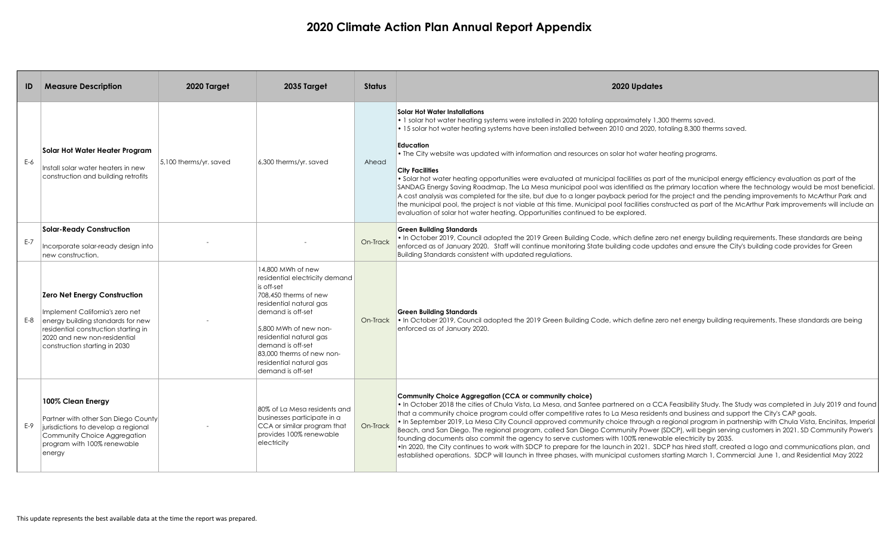# 2020 Climate Action Plan Annual Report Appendix

| ID | Measure Description | 2020 Target | 2035 Target | Status | 2020 Updates |
|---|---|---|---|---|---|
| E-6 | **Solar Hot Water Heater Program**<br><br>Install solar water heaters in new construction and building retrofits | 5,100 therms/yr. saved | 6,300 therms/yr. saved | Ahead | **Solar Hot Water Installations**<br>• 1 solar hot water heating systems were installed in 2020 totaling approximately 1,300 therms saved.<br>• 15 solar hot water heating systems have been installed between 2010 and 2020, totaling 8,300 therms saved.<br><br>**Education**<br>• The City website was updated with information and resources on solar hot water heating programs.<br><br>**City Facilities**<br>• Solar hot water heating opportunities were evaluated at municipal facilities as part of the municipal energy efficiency evaluation as part of the SANDAG Energy Saving Roadmap. The La Mesa municipal pool was identified as the primary location where the technology would be most beneficial. A cost analysis was completed for the site, but due to a longer payback period for the project and the pending improvements to McArthur Park and the municipal pool, the project is not viable at this time. Municipal pool facilities constructed as part of the McArthur Park improvements will include an evaluation of solar hot water heating. Opportunities continued to be explored. |
| E-7 | **Solar-Ready Construction**<br><br>Incorporate solar-ready design into new construction. | - | - | On-Track | **Green Building Standards**<br>• In October 2019, Council adopted the 2019 Green Building Code, which define zero net energy building requirements. These standards are being enforced as of January 2020. Staff will continue monitoring State building code updates and ensure the City's building code provides for Green Building Standards consistent with updated regulations. |
| E-8 | **Zero Net Energy Construction**<br><br>Implement California's zero net energy building standards for new residential construction starting in 2020 and new non-residential construction starting in 2030 | - | 14,800 MWh of new residential electricity demand is off-set<br>708,450 therms of new residential natural gas demand is off-set<br><br>5,800 MWh of new non-residential natural gas demand is off-set<br>83,000 therms of new non-residential natural gas demand is off-set | On-Track | **Green Building Standards**<br>• In October 2019, Council adopted the 2019 Green Building Code, which define zero net energy building requirements. These standards are being enforced as of January 2020. |
| E-9 | **100% Clean Energy**<br><br>Partner with other San Diego County jurisdictions to develop a regional Community Choice Aggregation program with 100% renewable energy | - | 80% of La Mesa residents and businesses participate in a CCA or similar program that provides 100% renewable electricity | On-Track | **Community Choice Aggregation (CCA or community choice)**<br>• In October 2018 the cities of Chula Vista, La Mesa, and Santee partnered on a CCA Feasibility Study. The Study was completed in July 2019 and found that a community choice program could offer competitive rates to La Mesa residents and business and support the City's CAP goals.<br>• In September 2019, La Mesa City Council approved community choice through a regional program in partnership with Chula Vista, Encinitas, Imperial Beach, and San Diego. The regional program, called San Diego Community Power (SDCP), will begin serving customers in 2021. SD Community Power's founding documents also commit the agency to serve customers with 100% renewable electricity by 2035.<br>•In 2020, the City continues to work with SDCP to prepare for the launch in 2021. SDCP has hired staff, created a logo and communications plan, and established operations. SDCP will launch in three phases, with municipal customers starting March 1, Commercial June 1, and Residential May 2022 |

This update represents the best available data at the time the report was prepared.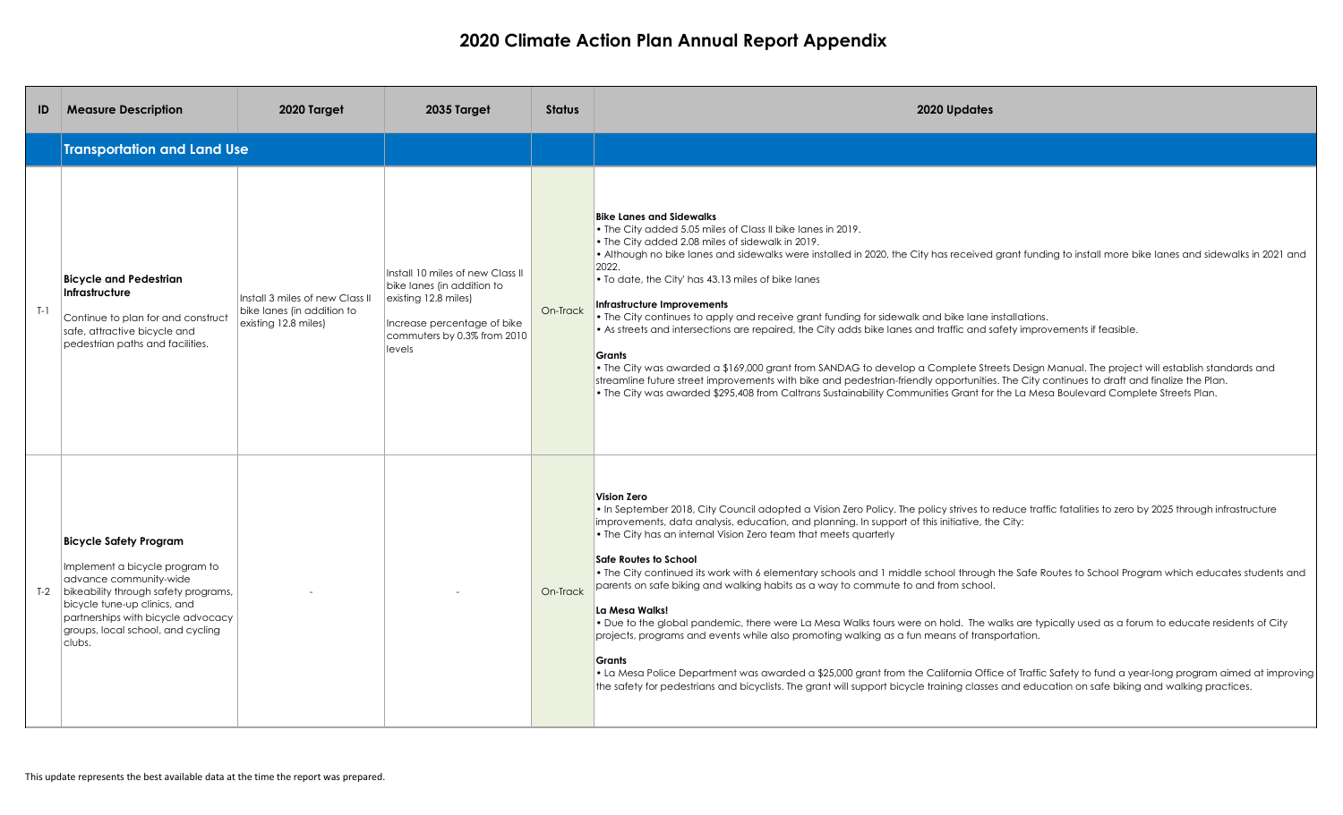# 2020 Climate Action Plan Annual Report Appendix

| ID | Measure Description | 2020 Target | 2035 Target | Status | 2020 Updates |
|---|---|---|---|---|---|
| | **Transportation and Land Use** | | | | |
| T-1 | **Bicycle and Pedestrian Infrastructure**<br><br>Continue to plan for and construct safe, attractive bicycle and pedestrian paths and facilities. | Install 3 miles of new Class II bike lanes (in addition to existing 12.8 miles) | Install 10 miles of new Class II bike lanes (in addition to existing 12.8 miles)<br><br>Increase percentage of bike commuters by 0.3% from 2010 levels | On-Track | **Bike Lanes and Sidewalks**<br>• The City added 5.05 miles of Class II bike lanes in 2019.<br>• The City added 2.08 miles of sidewalk in 2019.<br>• Although no bike lanes and sidewalks were installed in 2020, the City has received grant funding to install more bike lanes and sidewalks in 2021 and 2022.<br>• To date, the City' has 43.13 miles of bike lanes<br><br>**Infrastructure Improvements**<br>• The City continues to apply and receive grant funding for sidewalk and bike lane installations.<br>• As streets and intersections are repaired, the City adds bike lanes and traffic and safety improvements if feasible.<br><br>**Grants**<br>• The City was awarded a $169,000 grant from SANDAG to develop a Complete Streets Design Manual. The project will establish standards and streamline future street improvements with bike and pedestrian-friendly opportunities. The City continues to draft and finalize the Plan.<br>• The City was awarded $295,408 from Caltrans Sustainability Communities Grant for the La Mesa Boulevard Complete Streets Plan. |
| T-2 | **Bicycle Safety Program**<br><br>Implement a bicycle program to advance community-wide bikeability through safety programs, bicycle tune-up clinics, and partnerships with bicycle advocacy groups, local school, and cycling clubs. | - | - | On-Track | **Vision Zero**<br>• In September 2018, City Council adopted a Vision Zero Policy. The policy strives to reduce traffic fatalities to zero by 2025 through infrastructure improvements, data analysis, education, and planning. In support of this initiative, the City:<br>• The City has an internal Vision Zero team that meets quarterly<br><br>**Safe Routes to School**<br>• The City continued its work with 6 elementary schools and 1 middle school through the Safe Routes to School Program which educates students and parents on safe biking and walking habits as a way to commute to and from school.<br><br>**La Mesa Walks!**<br>• Due to the global pandemic, there were La Mesa Walks tours were on hold. The walks are typically used as a forum to educate residents of City projects, programs and events while also promoting walking as a fun means of transportation.<br><br>**Grants**<br>• La Mesa Police Department was awarded a $25,000 grant from the California Office of Traffic Safety to fund a year-long program aimed at improving the safety for pedestrians and bicyclists. The grant will support bicycle training classes and education on safe biking and walking practices. |

This update represents the best available data at the time the report was prepared.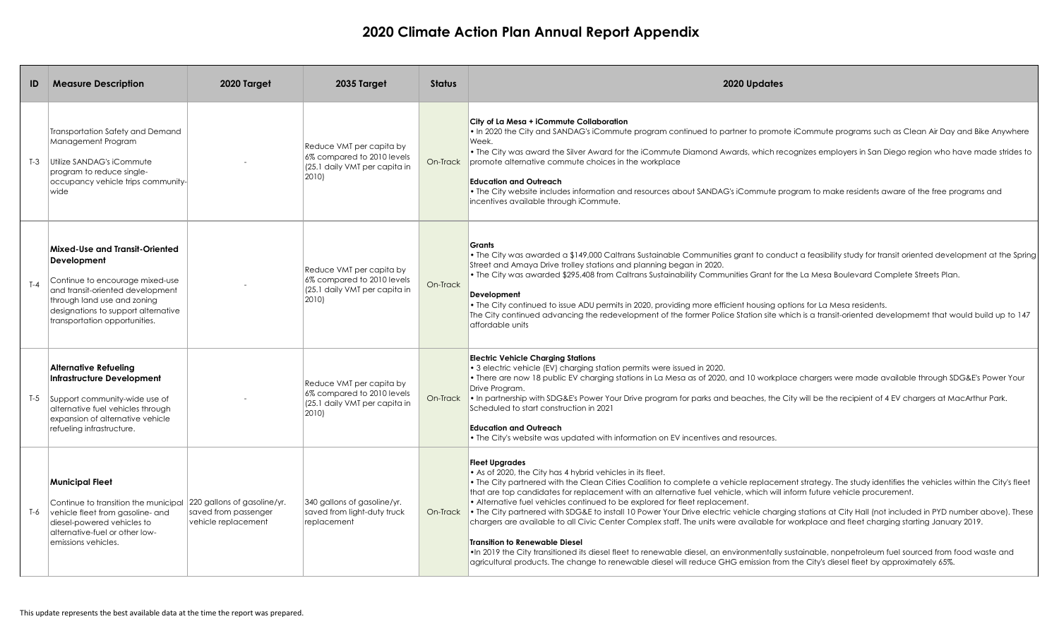# 2020 Climate Action Plan Annual Report Appendix

| ID | Measure Description | 2020 Target | 2035 Target | Status | 2020 Updates |
|---|---|---|---|---|---|
| T-3 | Transportation Safety and Demand Management Program<br><br>Utilize SANDAG's iCommute program to reduce single-occupancy vehicle trips community-wide | - | Reduce VMT per capita by 6% compared to 2010 levels (25.1 daily VMT per capita in 2010) | On-Track | **City of La Mesa + iCommute Collaboration**<br>• In 2020 the City and SANDAG's iCommute program continued to partner to promote iCommute programs such as Clean Air Day and Bike Anywhere Week.<br>• The City was award the Silver Award for the iCommute Diamond Awards, which recognizes employers in San Diego region who have made strides to promote alternative commute choices in the workplace<br><br>**Education and Outreach**<br>• The City website includes information and resources about SANDAG's iCommute program to make residents aware of the free programs and incentives available through iCommute. |
| T-4 | **Mixed-Use and Transit-Oriented Development**<br><br>Continue to encourage mixed-use and transit-oriented development through land use and zoning designations to support alternative transportation opportunities. | - | Reduce VMT per capita by 6% compared to 2010 levels (25.1 daily VMT per capita in 2010) | On-Track | **Grants**<br>• The City was awarded a $149,000 Caltrans Sustainable Communities grant to conduct a feasibility study for transit oriented development at the Spring Street and Amaya Drive trolley stations and planning began in 2020.<br>• The City was awarded $295,408 from Caltrans Sustainability Communities Grant for the La Mesa Boulevard Complete Streets Plan.<br><br>**Development**<br>• The City continued to issue ADU permits in 2020, providing more efficient housing options for La Mesa residents.<br>The City continued advancing the redevelopment of the former Police Station site which is a transit-oriented developmemt that would build up to 147 affordable units |
| T-5 | **Alternative Refueling Infrastructure Development**<br><br>Support community-wide use of alternative fuel vehicles through expansion of alternative vehicle refueling infrastructure. | - | Reduce VMT per capita by 6% compared to 2010 levels (25.1 daily VMT per capita in 2010) | On-Track | **Electric Vehicle Charging Stations**<br>• 3 electric vehicle (EV) charging station permits were issued in 2020.<br>• There are now 18 public EV charging stations in La Mesa as of 2020, and 10 workplace chargers were made available through SDG&E's Power Your Drive Program.<br>• In partnership with SDG&E's Power Your Drive program for parks and beaches, the City will be the recipient of 4 EV chargers at MacArthur Park. Scheduled to start construction in 2021<br><br>**Education and Outreach**<br>• The City's website was updated with information on EV incentives and resources. |
| T-6 | **Municipal Fleet**<br><br>Continue to transition the municipal vehicle fleet from gasoline- and diesel-powered vehicles to alternative-fuel or other low-emissions vehicles. | 220 gallons of gasoline/yr. saved from passenger vehicle replacement | 340 gallons of gasoline/yr. saved from light-duty truck replacement | On-Track | **Fleet Upgrades**<br>• As of 2020, the City has 4 hybrid vehicles in its fleet.<br>• The City partnered with the Clean Cities Coalition to complete a vehicle replacement strategy. The study identifies the vehicles within the City's fleet that are top candidates for replacement with an alternative fuel vehicle, which will inform future vehicle procurement.<br>• Alternative fuel vehicles continued to be explored for fleet replacement.<br>• The City partnered with SDG&E to install 10 Power Your Drive electric vehicle charging stations at City Hall (not included in PYD number above). These chargers are available to all Civic Center Complex staff. The units were available for workplace and fleet charging starting January 2019.<br><br>**Transition to Renewable Diesel**<br>•In 2019 the City transitioned its diesel fleet to renewable diesel, an environmentally sustainable, nonpetroleum fuel sourced from food waste and agricultural products. The change to renewable diesel will reduce GHG emission from the City's diesel fleet by approximately 65%. |

This update represents the best available data at the time the report was prepared.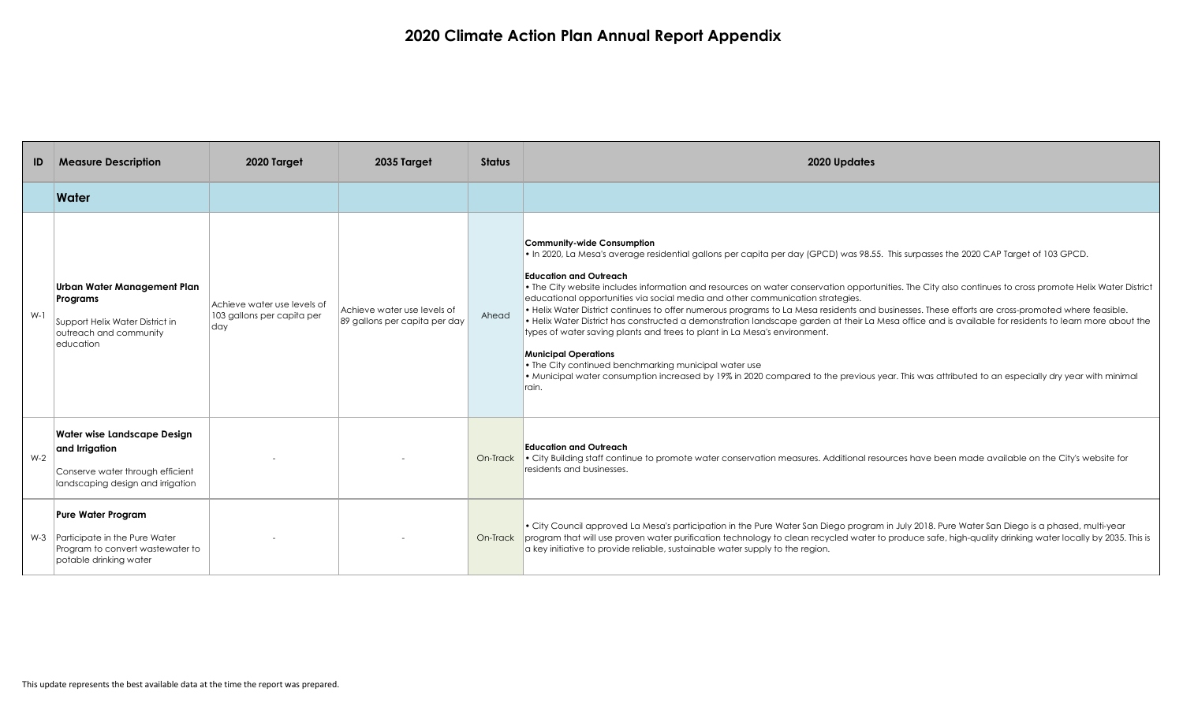# 2020 Climate Action Plan Annual Report Appendix

| ID | Measure Description | 2020 Target | 2035 Target | Status | 2020 Updates |
|---|---|---|---|---|---|
| | **Water** | | | | |
| W-1 | **Urban Water Management Plan Programs**<br><br>Support Helix Water District in outreach and community education | Achieve water use levels of 103 gallons per capita per day | Achieve water use levels of 89 gallons per capita per day | Ahead | **Community-wide Consumption**<br>• In 2020, La Mesa's average residential gallons per capita per day (GPCD) was 98.55. This surpasses the 2020 CAP Target of 103 GPCD.<br><br>**Education and Outreach**<br>• The City website includes information and resources on water conservation opportunities. The City also continues to cross promote Helix Water District educational opportunities via social media and other communication strategies.<br>• Helix Water District continues to offer numerous programs to La Mesa residents and businesses. These efforts are cross-promoted where feasible.<br>• Helix Water District has constructed a demonstration landscape garden at their La Mesa office and is available for residents to learn more about the types of water saving plants and trees to plant in La Mesa's environment.<br><br>**Municipal Operations**<br>• The City continued benchmarking municipal water use<br>• Municipal water consumption increased by 19% in 2020 compared to the previous year. This was attributed to an especially dry year with minimal rain. |
| W-2 | **Water wise Landscape Design and Irrigation**<br><br>Conserve water through efficient landscaping design and irrigation | - | - | On-Track | **Education and Outreach**<br>• City Building staff continue to promote water conservation measures. Additional resources have been made available on the City's website for residents and businesses. |
| W-3 | **Pure Water Program**<br><br>Participate in the Pure Water Program to convert wastewater to potable drinking water | - | - | On-Track | • City Council approved La Mesa's participation in the Pure Water San Diego program in July 2018. Pure Water San Diego is a phased, multi-year program that will use proven water purification technology to clean recycled water to produce safe, high-quality drinking water locally by 2035. This is a key initiative to provide reliable, sustainable water supply to the region. |

This update represents the best available data at the time the report was prepared.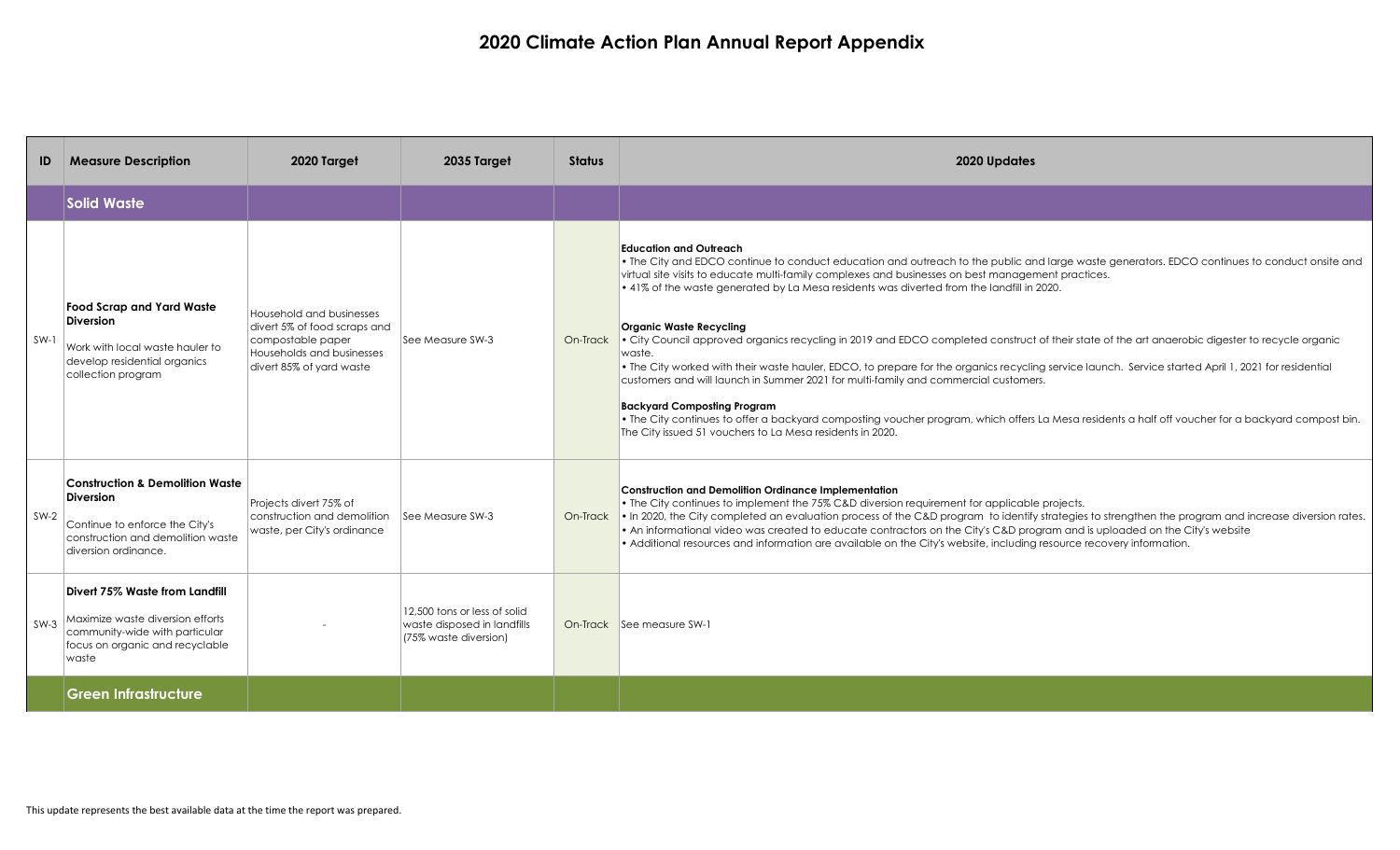# 2020 Climate Action Plan Annual Report Appendix

| ID | Measure Description | 2020 Target | 2035 Target | Status | 2020 Updates |
|---|---|---|---|---|---|
| | **Solid Waste** | | | | |
| SW-1 | **Food Scrap and Yard Waste Diversion**<br>Work with local waste hauler to develop residential organics collection program | Household and businesses divert 5% of food scraps and compostable paper<br>Households and businesses divert 85% of yard waste | See Measure SW-3 | On-Track | **Education and Outreach**<br>• The City and EDCO continue to conduct education and outreach to the public and large waste generators. EDCO continues to conduct onsite and virtual site visits to educate multi-family complexes and businesses on best management practices.<br>• 41% of the waste generated by La Mesa residents was diverted from the landfill in 2020.<br><br>**Organic Waste Recycling**<br>• City Council approved organics recycling in 2019 and EDCO completed construct of their state of the art anaerobic digester to recycle organic waste.<br>• The City worked with their waste hauler, EDCO, to prepare for the organics recycling service launch. Service started April 1, 2021 for residential customers and will launch in Summer 2021 for multi-family and commercial customers.<br><br>**Backyard Composting Program**<br>• The City continues to offer a backyard composting voucher program, which offers La Mesa residents a half off voucher for a backyard compost bin. The City issued 51 vouchers to La Mesa residents in 2020. |
| SW-2 | **Construction & Demolition Waste Diversion**<br>Continue to enforce the City's construction and demolition waste diversion ordinance. | Projects divert 75% of construction and demolition waste, per City's ordinance | See Measure SW-3 | On-Track | **Construction and Demolition Ordinance Implementation**<br>• The City continues to implement the 75% C&D diversion requirement for applicable projects.<br>• In 2020, the City completed an evaluation process of the C&D program to identify strategies to strengthen the program and increase diversion rates.<br>• An informational video was created to educate contractors on the City's C&D program and is uploaded on the City's website<br>• Additional resources and information are available on the City's website, including resource recovery information. |
| SW-3 | **Divert 75% Waste from Landfill**<br>Maximize waste diversion efforts community-wide with particular focus on organic and recyclable waste | - | 12,500 tons or less of solid waste disposed in landfills (75% waste diversion) | On-Track | See measure SW-1 |
| | **Green Infrastructure** | | | | |

This update represents the best available data at the time the report was prepared.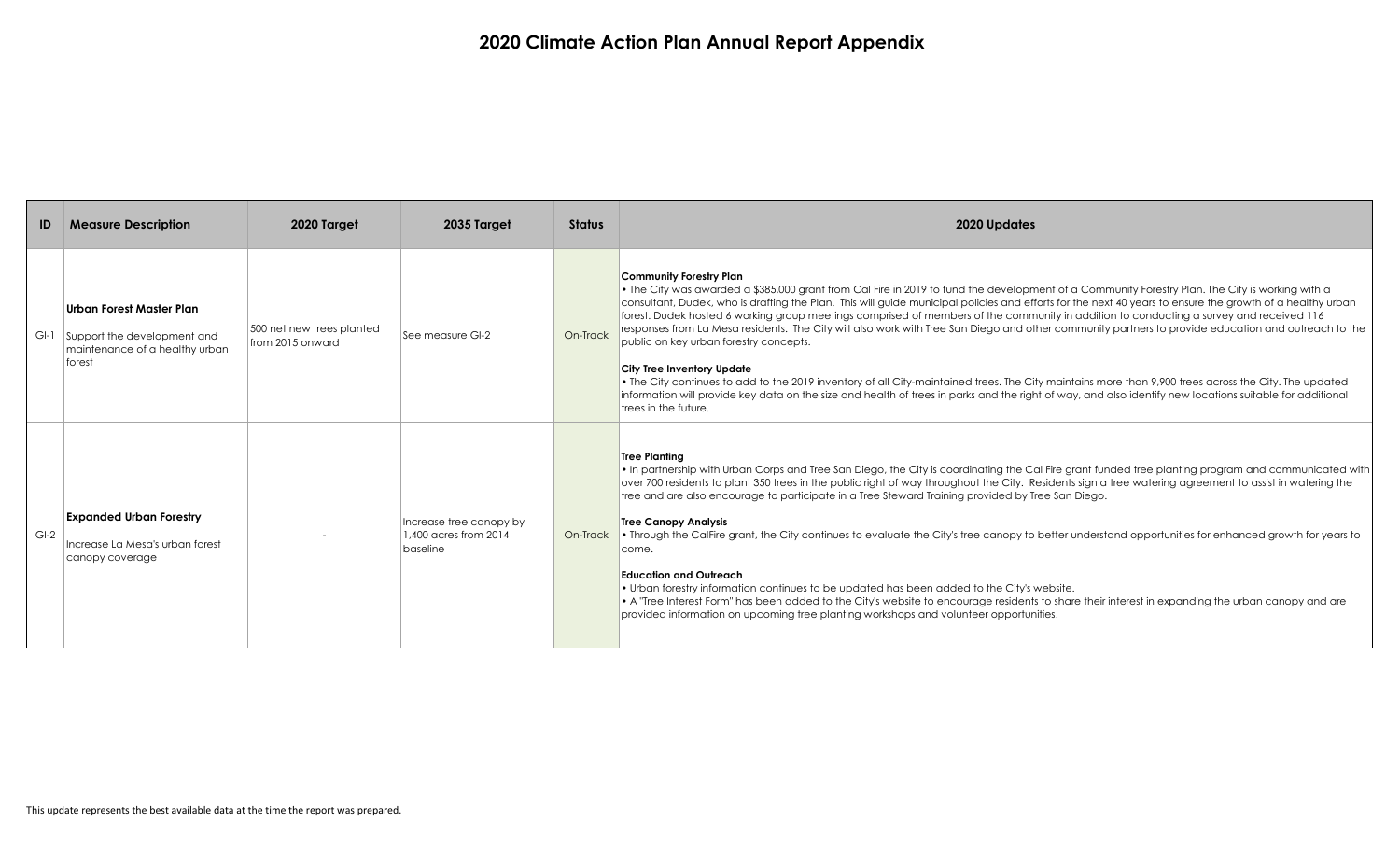# 2020 Climate Action Plan Annual Report Appendix

| ID | Measure Description | 2020 Target | 2035 Target | Status | 2020 Updates |
|---|---|---|---|---|---|
| GI-1 | **Urban Forest Master Plan**<br><br>Support the development and maintenance of a healthy urban forest | 500 net new trees planted from 2015 onward | See measure GI-2 | On-Track | **Community Forestry Plan**<br>• The City was awarded a $385,000 grant from Cal Fire in 2019 to fund the development of a Community Forestry Plan. The City is working with a consultant, Dudek, who is drafting the Plan. This will guide municipal policies and efforts for the next 40 years to ensure the growth of a healthy urban forest. Dudek hosted 6 working group meetings comprised of members of the community in addition to conducting a survey and received 116 responses from La Mesa residents. The City will also work with Tree San Diego and other community partners to provide education and outreach to the public on key urban forestry concepts.<br><br>**City Tree Inventory Update**<br>• The City continues to add to the 2019 inventory of all City-maintained trees. The City maintains more than 9,900 trees across the City. The updated information will provide key data on the size and health of trees in parks and the right of way, and also identify new locations suitable for additional trees in the future. |
| GI-2 | **Expanded Urban Forestry**<br><br>Increase La Mesa's urban forest canopy coverage | - | Increase tree canopy by 1,400 acres from 2014 baseline | On-Track | **Tree Planting**<br>• In partnership with Urban Corps and Tree San Diego, the City is coordinating the Cal Fire grant funded tree planting program and communicated with over 700 residents to plant 350 trees in the public right of way throughout the City. Residents sign a tree watering agreement to assist in watering the tree and are also encourage to participate in a Tree Steward Training provided by Tree San Diego.<br><br>**Tree Canopy Analysis**<br>• Through the CalFire grant, the City continues to evaluate the City's tree canopy to better understand opportunities for enhanced growth for years to come.<br><br>**Education and Outreach**<br>• Urban forestry information continues to be updated has been added to the City's website.<br>• A "Tree Interest Form" has been added to the City's website to encourage residents to share their interest in expanding the urban canopy and are provided information on upcoming tree planting workshops and volunteer opportunities. |

This update represents the best available data at the time the report was prepared.